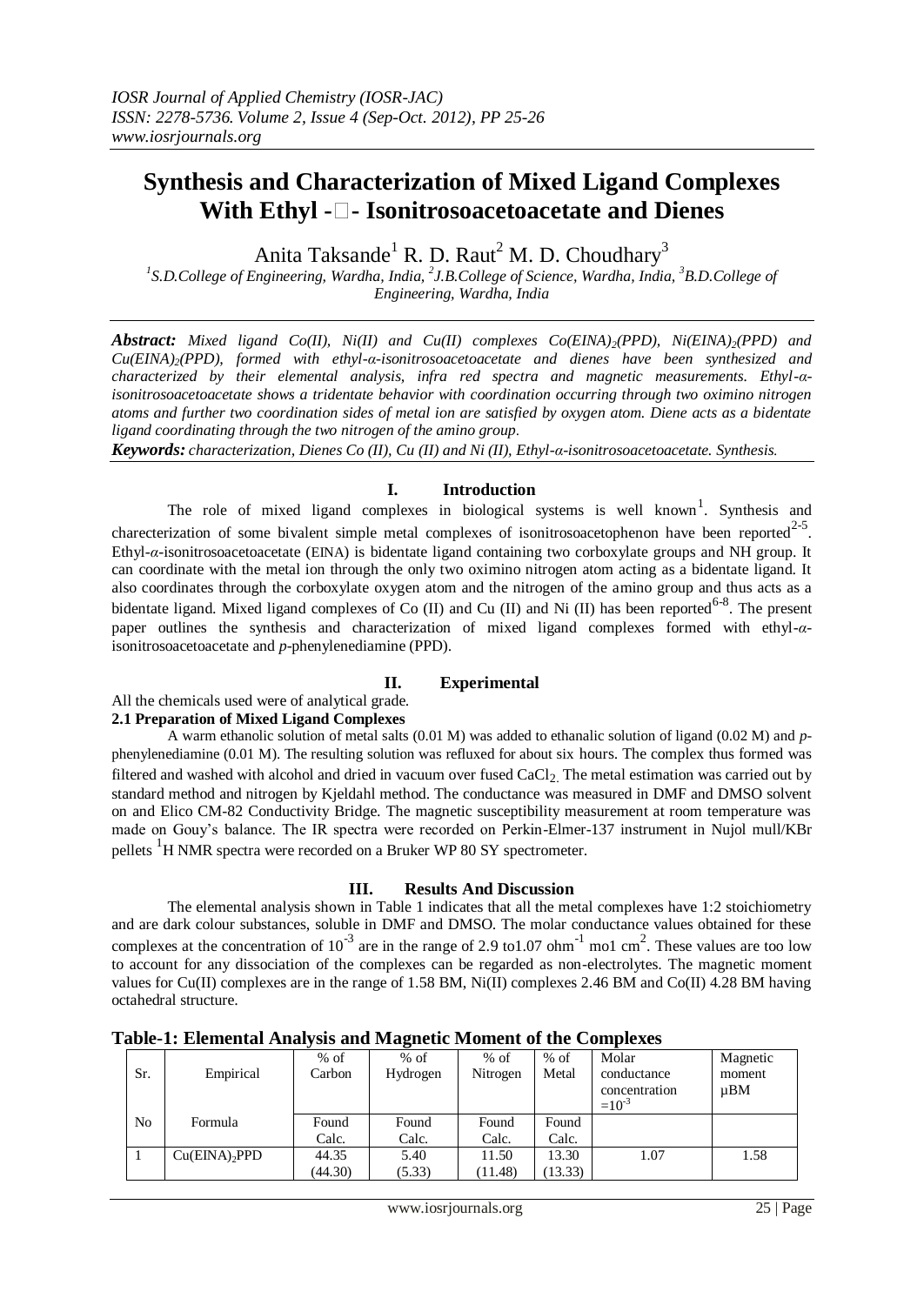# Synthesis and Characterization of Mixed Ligand Complexes With Ethyl -□- Isonitrosoacetoacetate and Dienes

Anita Taksande[1] R. D. Raut[2] M. D. Choudhary[3]

[1]S.D.College of Engineering, Wardha, India, [2]J.B.College of Science, Wardha, India, [3]B.D.College of Engineering, Wardha, India

***Abstract:*** *Mixed ligand Co(II), Ni(II) and Cu(II) complexes $Co(EINA)_2(PPD)$, $Ni(EINA)_2(PPD)$ and $Cu(EINA)_2(PPD)$, formed with ethyl-α-isonitrosoacetoacetate and dienes have been synthesized and characterized by their elemental analysis, infra red spectra and magnetic measurements. Ethyl-α-isonitrosoacetoacetate shows a tridentate behavior with coordination occurring through two oximino nitrogen atoms and further two coordination sides of metal ion are satisfied by oxygen atom. Diene acts as a bidentate ligand coordinating through the two nitrogen of the amino group.*

***Keywords:*** *characterization, Dienes Co (II), Cu (II) and Ni (II), Ethyl-α-isonitrosoacetoacetate. Synthesis.*

## I. Introduction

The role of mixed ligand complexes in biological systems is well known[1]. Synthesis and charecterization of some bivalent simple metal complexes of isonitrosoacetophenon have been reported[2-5]. Ethyl-*α*-isonitrosoacetoacetate (EINA) is bidentate ligand containing two corboxylate groups and NH group. It can coordinate with the metal ion through the only two oximino nitrogen atom acting as a bidentate ligand. It also coordinates through the corboxylate oxygen atom and the nitrogen of the amino group and thus acts as a bidentate ligand. Mixed ligand complexes of Co (II) and Cu (II) and Ni (II) has been reported[6-8]. The present paper outlines the synthesis and characterization of mixed ligand complexes formed with ethyl-*α*-isonitrosoacetoacetate and *p*-phenylenediamine (PPD).

## II. Experimental

All the chemicals used were of analytical grade.

### 2.1 Preparation of Mixed Ligand Complexes

A warm ethanolic solution of metal salts (0.01 M) was added to ethanalic solution of ligand (0.02 M) and *p*-phenylenediamine (0.01 M). The resulting solution was refluxed for about six hours. The complex thus formed was filtered and washed with alcohol and dried in vacuum over fused $CaCl_2$. The metal estimation was carried out by standard method and nitrogen by Kjeldahl method. The conductance was measured in DMF and DMSO solvent on and Elico CM-82 Conductivity Bridge. The magnetic susceptibility measurement at room temperature was made on Gouy's balance. The IR spectra were recorded on Perkin-Elmer-137 instrument in Nujol mull/KBr pellets $^1$H NMR spectra were recorded on a Bruker WP 80 SY spectrometer.

## III. Results And Discussion

The elemental analysis shown in Table 1 indicates that all the metal complexes have 1:2 stoichiometry and are dark colour substances, soluble in DMF and DMSO. The molar conductance values obtained for these complexes at the concentration of $10^{-3}$ are in the range of 2.9 to1.07 ohm$^{-1}$ mo1 cm$^2$. These values are too low to account for any dissociation of the complexes can be regarded as non-electrolytes. The magnetic moment values for Cu(II) complexes are in the range of 1.58 BM, Ni(II) complexes 2.46 BM and Co(II) 4.28 BM having octahedral structure.

**Table-1: Elemental Analysis and Magnetic Moment of the Complexes**

| Sr. No | Empirical Formula | % of Carbon Found Calc. | % of Hydrogen Found Calc. | % of Nitrogen Found Calc. | % of Metal Found Calc. | Molar conductance concentration $=10^{-3}$ | Magnetic moment μBM |
|---|---|---|---|---|---|---|---|
| 1 | $Cu(EINA)_2PPD$ | 44.35 (44.30) | 5.40 (5.33) | 11.50 (11.48) | 13.30 (13.33) | 1.07 | 1.58 |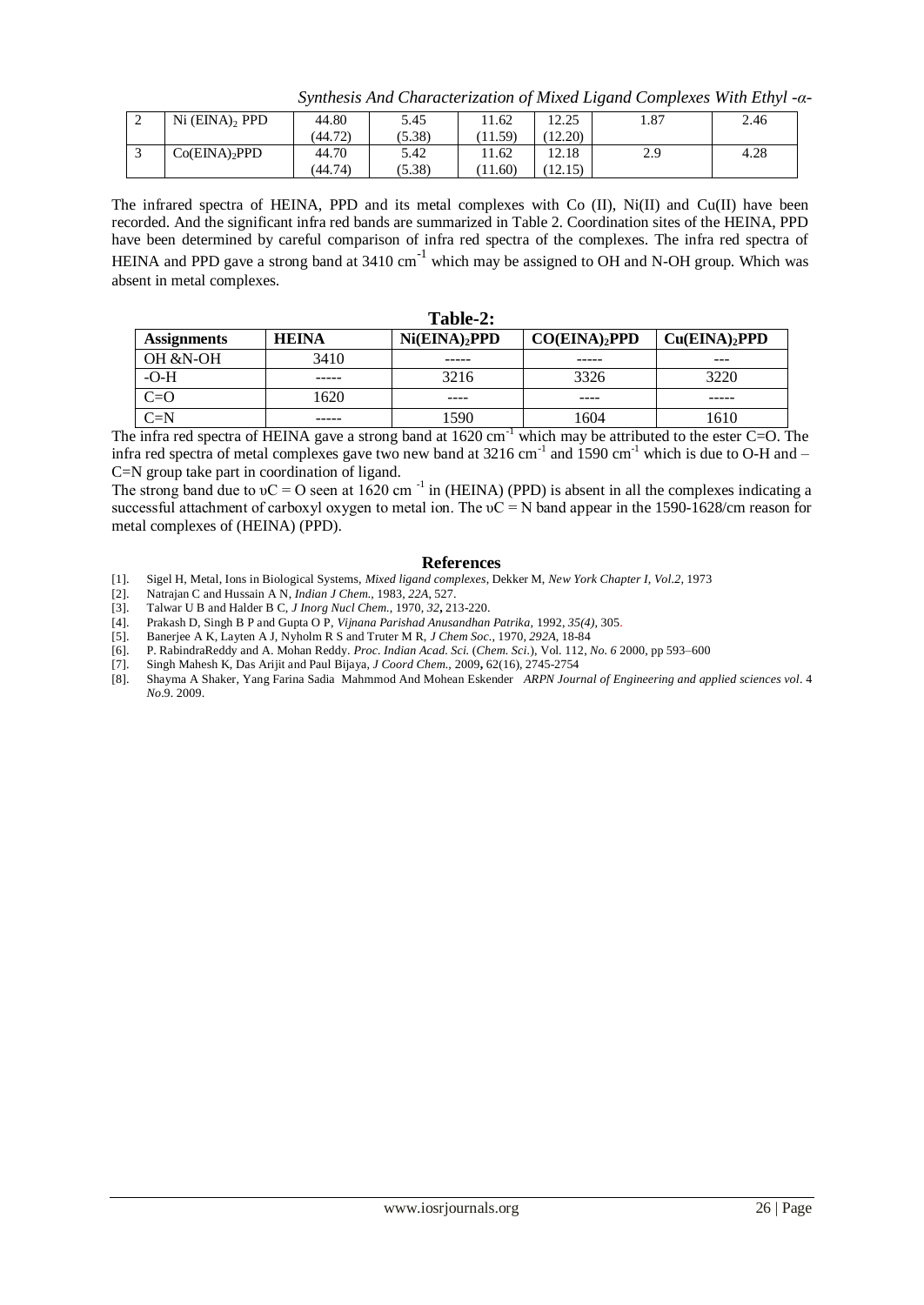| | | | | | | | |
|---|---|---|---|---|---|---|---|
| 2 | Ni $(EINA)_2$ PPD | 44.80 (44.72) | 5.45 (5.38) | 11.62 (11.59) | 12.25 (12.20) | 1.87 | 2.46 |
| 3 | $Co(EINA)_2PPD$ | 44.70 (44.74) | 5.42 (5.38) | 11.62 (11.60) | 12.18 (12.15) | 2.9 | 4.28 |

The infrared spectra of HEINA, PPD and its metal complexes with Co (II), Ni(II) and Cu(II) have been recorded. And the significant infra red bands are summarized in Table 2. Coordination sites of the HEINA, PPD have been determined by careful comparison of infra red spectra of the complexes. The infra red spectra of HEINA and PPD gave a strong band at 3410 $cm^{-1}$ which may be assigned to OH and N-OH group. Which was absent in metal complexes.

**Table-2:**

| Assignments | HEINA | $Ni(EINA)_2PPD$ | $CO(EINA)_2PPD$ | $Cu(EINA)_2PPD$ |
|---|---|---|---|---|
| OH &N-OH | 3410 | ----- | ----- | --- |
| -O-H | ----- | 3216 | 3326 | 3220 |
| C=O | 1620 | ---- | ---- | ----- |
| C=N | ----- | 1590 | 1604 | 1610 |

The infra red spectra of HEINA gave a strong band at 1620 $cm^{-1}$ which may be attributed to the ester C=O. The infra red spectra of metal complexes gave two new band at 3216 $cm^{-1}$ and 1590 $cm^{-1}$ which is due to O-H and –C=N group take part in coordination of ligand.

The strong band due to $\upsilon C = O$ seen at 1620 $cm^{-1}$ in (HEINA) (PPD) is absent in all the complexes indicating a successful attachment of carboxyl oxygen to metal ion. The $\upsilon C = N$ band appear in the 1590-1628/cm reason for metal complexes of (HEINA) (PPD).

## References

[1]. Sigel H, Metal, Ions in Biological Systems, *Mixed ligand complexes*, Dekker M, *New York Chapter I, Vol.2*, 1973
[2]. Natrajan C and Hussain A N, *Indian J Chem.*, 1983, *22A*, 527.
[3]. Talwar U B and Halder B C, *J Inorg Nucl Chem.*, 1970, *32*, 213-220.
[4]. Prakash D, Singh B P and Gupta O P, *Vijnana Parishad Anusandhan Patrika*, 1992, *35(4)*, 305.
[5]. Banerjee A K, Layten A J, Nyholm R S and Truter M R, *J Chem Soc.*, 1970, *292A*, 18-84
[6]. P. RabindraReddy and A. Mohan Reddy. *Proc. Indian Acad. Sci.* (*Chem. Sci.*), Vol. 112, *No. 6* 2000, pp 593–600
[7]. Singh Mahesh K, Das Arijit and Paul Bijaya, *J Coord Chem.*, 2009, 62(16), 2745-2754
[8]. Shayma A Shaker, Yang Farina Sadia Mahmmod And Mohean Eskender *ARPN Journal of Engineering and applied sciences vol*. 4 *No*.9. 2009.